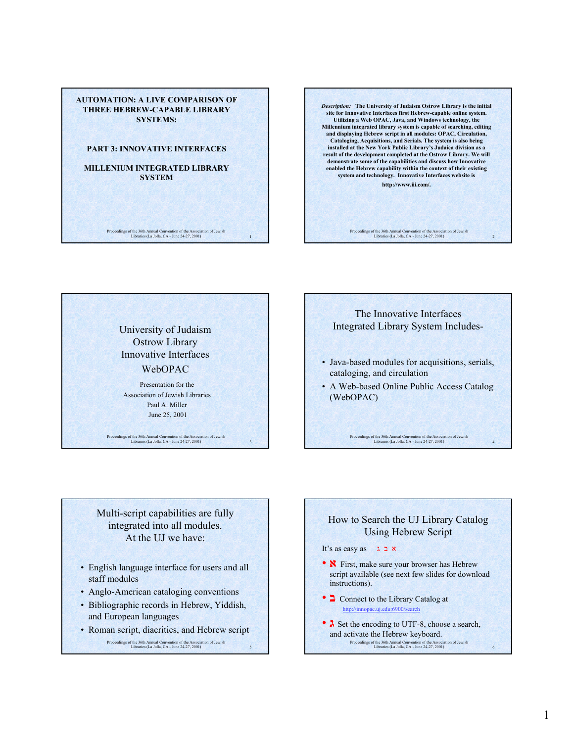## AUTOMATION: A LIVE COMPARISON OF THREE HEBREW-CAPABLE LIBRARY SYSTEMS:

### PART 3: INNOVATIVE INTERFACES

### MILLENIUM INTEGRATED LIBRARY SYSTEM

---

***Description:*** **The University of Judaism Ostrow Library is the initial site for Innovative Interfaces first Hebrew-capable online system. Utilizing a Web OPAC, Java, and Windows technology, the Millennium integrated library system is capable of searching, editing and displaying Hebrew script in all modules: OPAC, Circulation, Cataloging, Acquisitions, and Serials. The system is also being installed at the New York Public Library's Judaica division as a result of the development completed at the Ostrow Library. We will demonstrate some of the capabilities and discuss how Innovative enabled the Hebrew capability within the context of their existing system and technology. Innovative Interfaces website is**

**http://www.iii.com/.**

---

University of Judaism
Ostrow Library
Innovative Interfaces

WebOPAC

Presentation for the
Association of Jewish Libraries
Paul A. Miller
June 25, 2001

---

The Innovative Interfaces Integrated Library System Includes-

- Java-based modules for acquisitions, serials, cataloging, and circulation
- A Web-based Online Public Access Catalog (WebOPAC)

---

Multi-script capabilities are fully integrated into all modules. At the UJ we have:

- English language interface for users and all staff modules
- Anglo-American cataloging conventions
- Bibliographic records in Hebrew, Yiddish, and European languages
- Roman script, diacritics, and Hebrew script

---

How to Search the UJ Library Catalog Using Hebrew Script

It's as easy as א ב ג

- א First, make sure your browser has Hebrew script available (see next few slides for download instructions).
- ב Connect to the Library Catalog at http://innopac.uj.edu:6900/search
- ג Set the encoding to UTF-8, choose a search, and activate the Hebrew keyboard.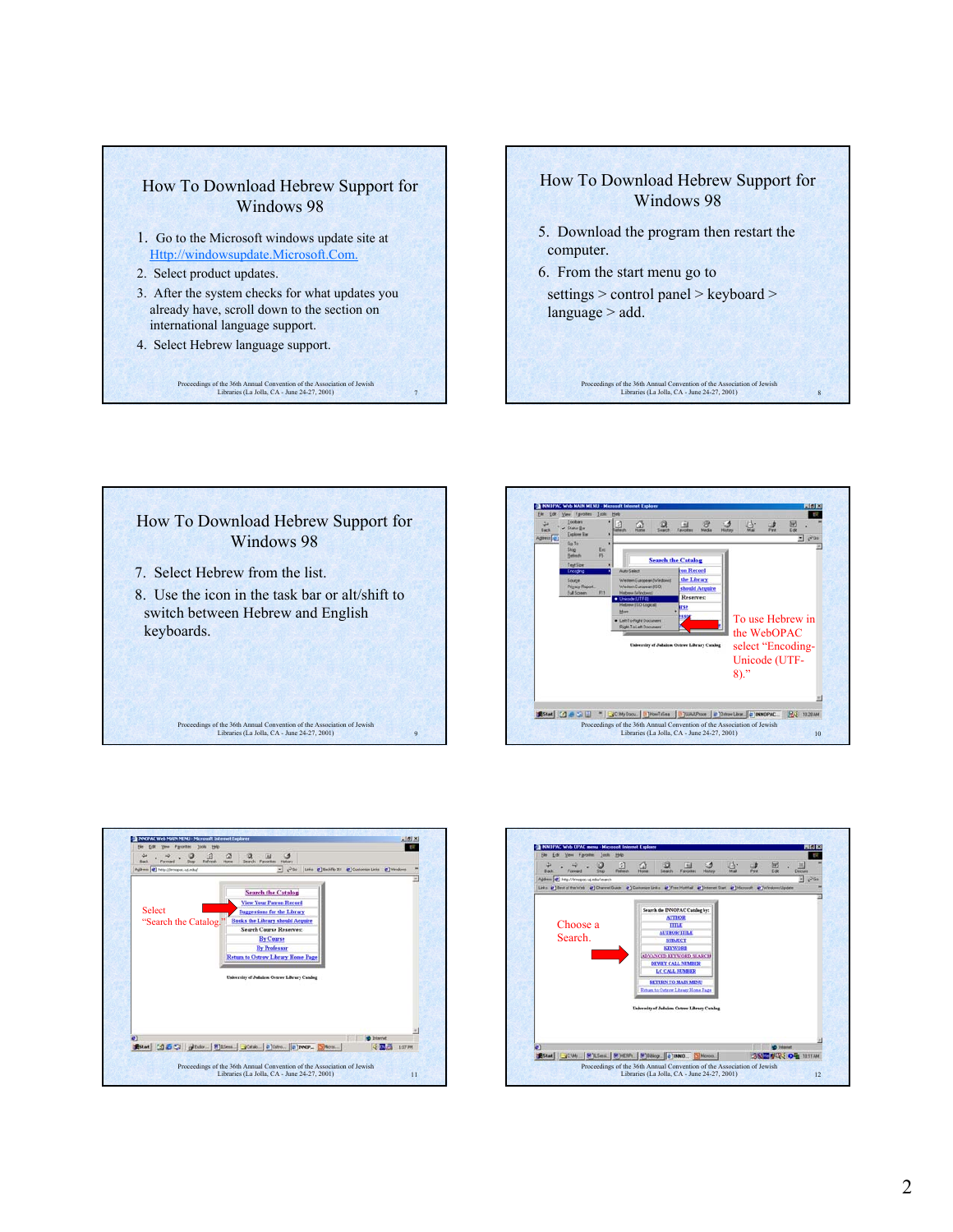## How To Download Hebrew Support for Windows 98

1. Go to the Microsoft windows update site at [Http://windowsupdate.Microsoft.Com.](Http://windowsupdate.Microsoft.Com.)
2. Select product updates.
3. After the system checks for what updates you already have, scroll down to the section on international language support.
4. Select Hebrew language support.

## How To Download Hebrew Support for Windows 98

5. Download the program then restart the computer.
6. From the start menu go to settings > control panel > keyboard > language > add.

## How To Download Hebrew Support for Windows 98

7. Select Hebrew from the list.
8. Use the icon in the task bar or alt/shift to switch between Hebrew and English keyboards.

To use Hebrew in the WebOPAC select "Encoding-Unicode (UTF-8)."

Select "Search the Catalog."

Choose a Search.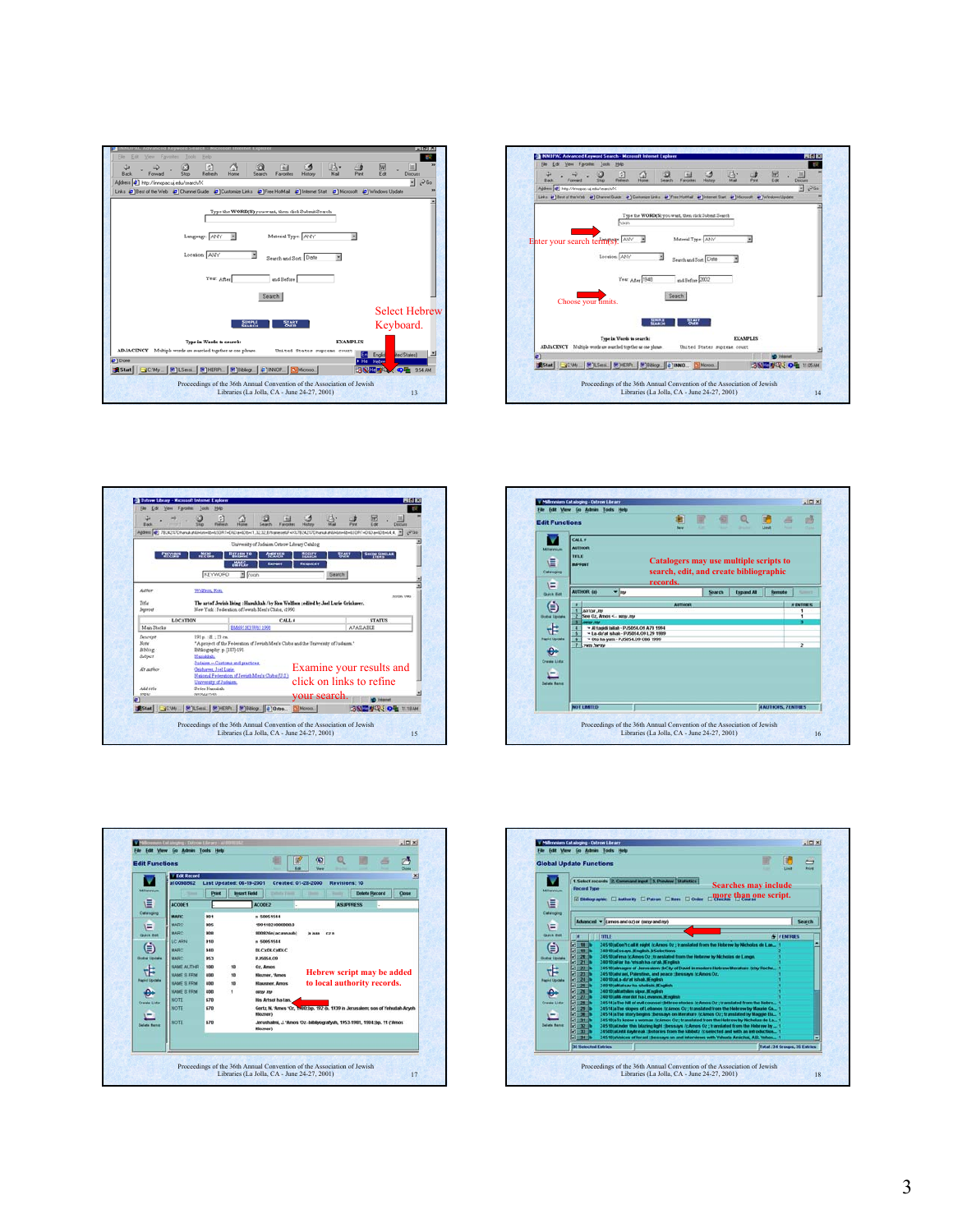Select Hebrew Keyboard.

Proceedings of the 36th Annual Convention of the Association of Jewish Libraries (La Jolla, CA - June 24-27, 2001)

Enter your search term(s).

Choose your limits.

Proceedings of the 36th Annual Convention of the Association of Jewish Libraries (La Jolla, CA - June 24-27, 2001)

Examine your results and click on links to refine your search.

Proceedings of the 36th Annual Convention of the Association of Jewish Libraries (La Jolla, CA - June 24-27, 2001)

Catalogers may use multiple scripts to search, edit, and create bibliographic records.

Proceedings of the 36th Annual Convention of the Association of Jewish Libraries (La Jolla, CA - June 24-27, 2001)

Hebrew script may be added to local authority records.

Proceedings of the 36th Annual Convention of the Association of Jewish Libraries (La Jolla, CA - June 24-27, 2001)

Searches may include more than one script.

Proceedings of the 36th Annual Convention of the Association of Jewish Libraries (La Jolla, CA - June 24-27, 2001)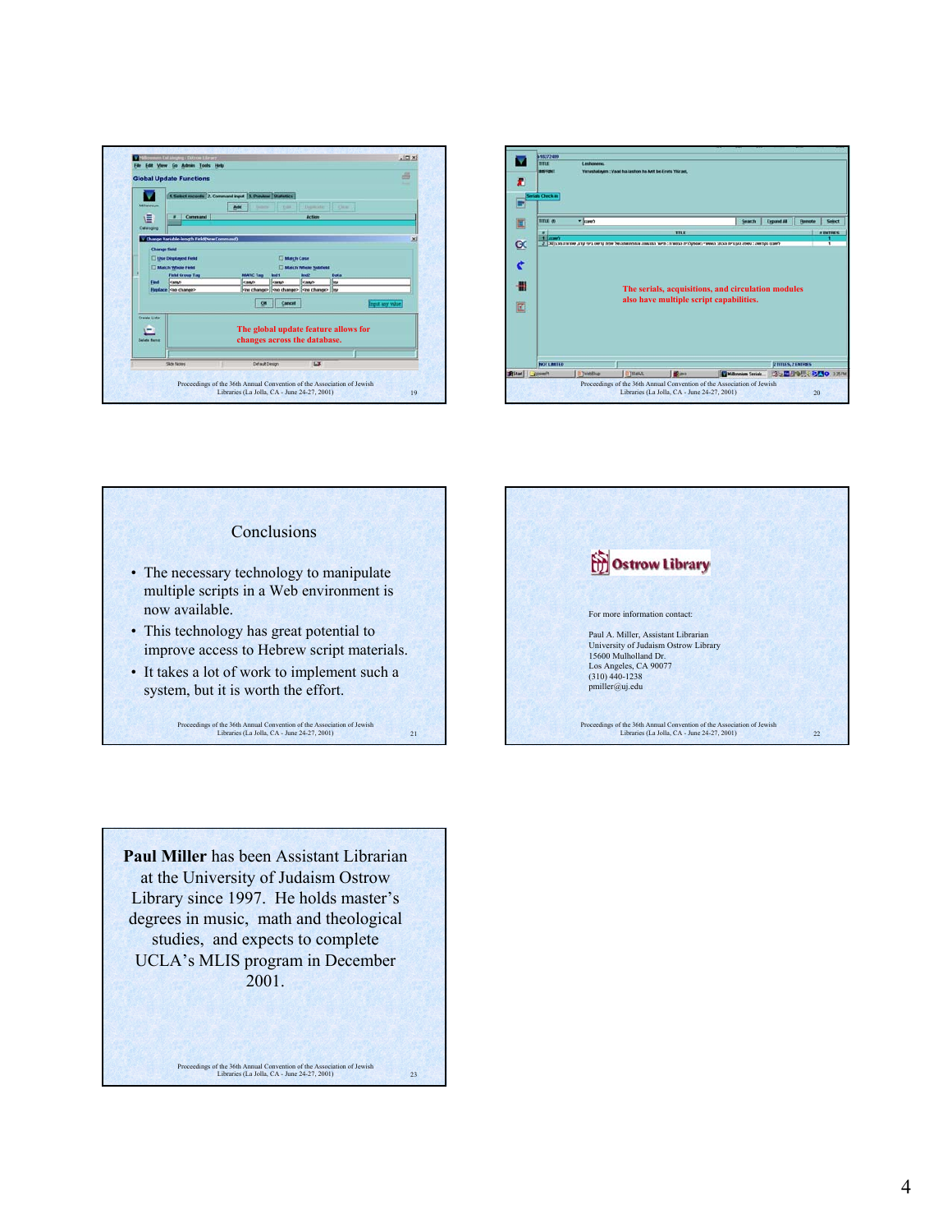The global update feature allows for changes across the database.

The serials, acquisitions, and circulation modules also have multiple script capabilities.

## Conclusions

- The necessary technology to manipulate multiple scripts in a Web environment is now available.
- This technology has great potential to improve access to Hebrew script materials.
- It takes a lot of work to implement such a system, but it is worth the effort.

**Ostrow Library**

For more information contact:

Paul A. Miller, Assistant Librarian
University of Judaism Ostrow Library
15600 Mulholland Dr.
Los Angeles, CA 90077
(310) 440-1238
pmiller@uj.edu

**Paul Miller** has been Assistant Librarian at the University of Judaism Ostrow Library since 1997. He holds master's degrees in music, math and theological studies, and expects to complete UCLA's MLIS program in December 2001.